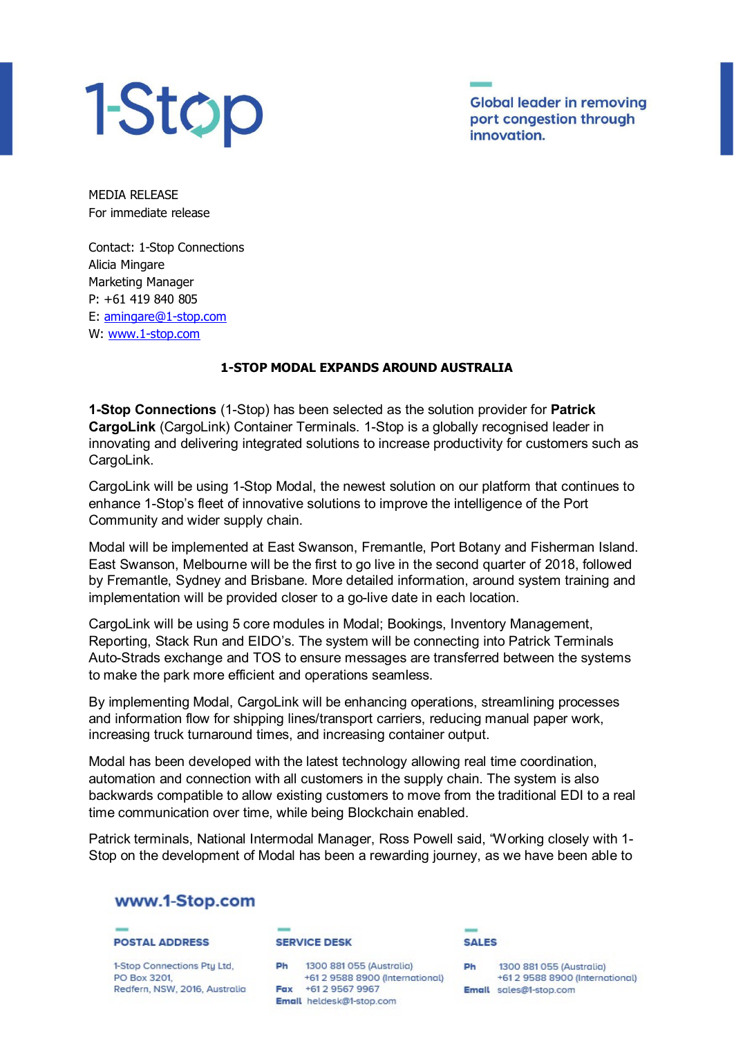# 1-Stop

Global leader in removing port congestion through innovation.

MEDIA RELEASE
For immediate release

Contact: 1-Stop Connections
Alicia Mingare
Marketing Manager
P: +61 419 840 805
E: amingare@1-stop.com
W: www.1-stop.com

## 1-STOP MODAL EXPANDS AROUND AUSTRALIA

**1-Stop Connections** (1-Stop) has been selected as the solution provider for **Patrick CargoLink** (CargoLink) Container Terminals. 1-Stop is a globally recognised leader in innovating and delivering integrated solutions to increase productivity for customers such as CargoLink.

CargoLink will be using 1-Stop Modal, the newest solution on our platform that continues to enhance 1-Stop's fleet of innovative solutions to improve the intelligence of the Port Community and wider supply chain.

Modal will be implemented at East Swanson, Fremantle, Port Botany and Fisherman Island. East Swanson, Melbourne will be the first to go live in the second quarter of 2018, followed by Fremantle, Sydney and Brisbane. More detailed information, around system training and implementation will be provided closer to a go-live date in each location.

CargoLink will be using 5 core modules in Modal; Bookings, Inventory Management, Reporting, Stack Run and EIDO's. The system will be connecting into Patrick Terminals Auto-Strads exchange and TOS to ensure messages are transferred between the systems to make the park more efficient and operations seamless.

By implementing Modal, CargoLink will be enhancing operations, streamlining processes and information flow for shipping lines/transport carriers, reducing manual paper work, increasing truck turnaround times, and increasing container output.

Modal has been developed with the latest technology allowing real time coordination, automation and connection with all customers in the supply chain. The system is also backwards compatible to allow existing customers to move from the traditional EDI to a real time communication over time, while being Blockchain enabled.

Patrick terminals, National Intermodal Manager, Ross Powell said, "Working closely with 1-Stop on the development of Modal has been a rewarding journey, as we have been able to

www.1-Stop.com

**POSTAL ADDRESS**
1-Stop Connections Pty Ltd,
PO Box 3201,
Redfern, NSW, 2016, Australia

**SERVICE DESK**
Ph 1300 881 055 (Australia)
+61 2 9588 8900 (International)
Fax +61 2 9567 9967
Email heldesk@1-stop.com

**SALES**
Ph 1300 881 055 (Australia)
+61 2 9588 8900 (International)
Email sales@1-stop.com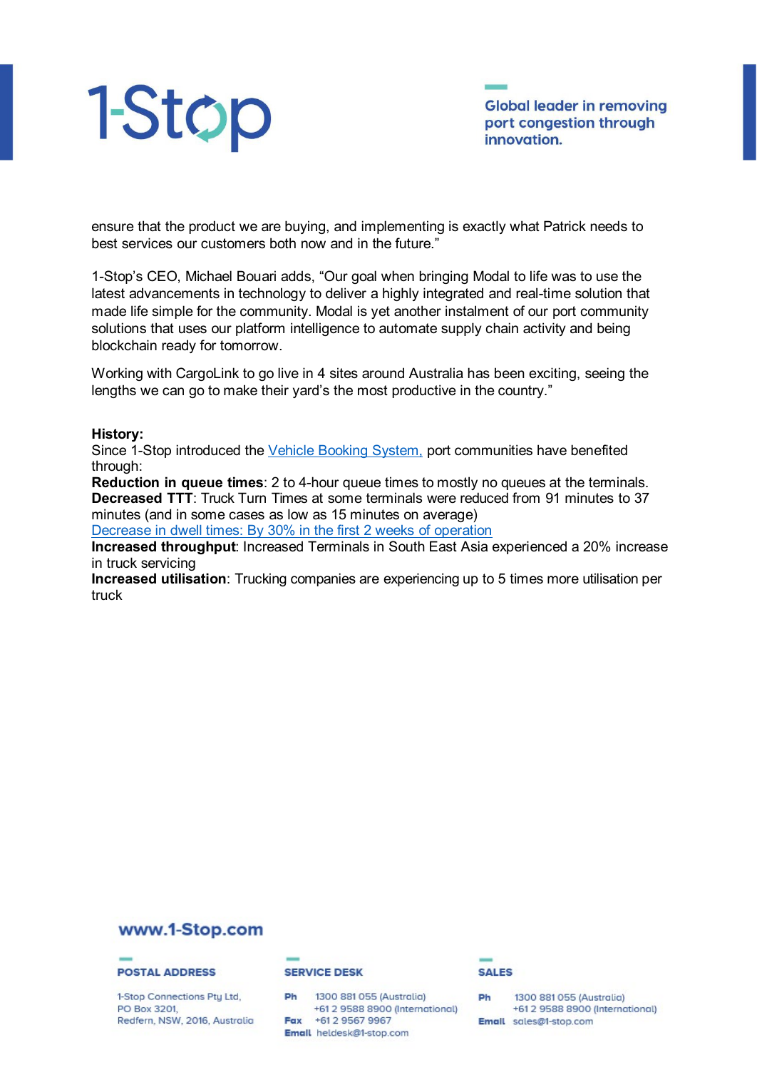ensure that the product we are buying, and implementing is exactly what Patrick needs to best services our customers both now and in the future."

1-Stop's CEO, Michael Bouari adds, "Our goal when bringing Modal to life was to use the latest advancements in technology to deliver a highly integrated and real-time solution that made life simple for the community. Modal is yet another instalment of our port community solutions that uses our platform intelligence to automate supply chain activity and being blockchain ready for tomorrow.

Working with CargoLink to go live in 4 sites around Australia has been exciting, seeing the lengths we can go to make their yard's the most productive in the country."

**History:**
Since 1-Stop introduced the Vehicle Booking System, port communities have benefited through:
**Reduction in queue times**: 2 to 4-hour queue times to mostly no queues at the terminals.
**Decreased TTT**: Truck Turn Times at some terminals were reduced from 91 minutes to 37 minutes (and in some cases as low as 15 minutes on average)
Decrease in dwell times: By 30% in the first 2 weeks of operation
**Increased throughput**: Increased Terminals in South East Asia experienced a 20% increase in truck servicing
**Increased utilisation**: Trucking companies are experiencing up to 5 times more utilisation per truck